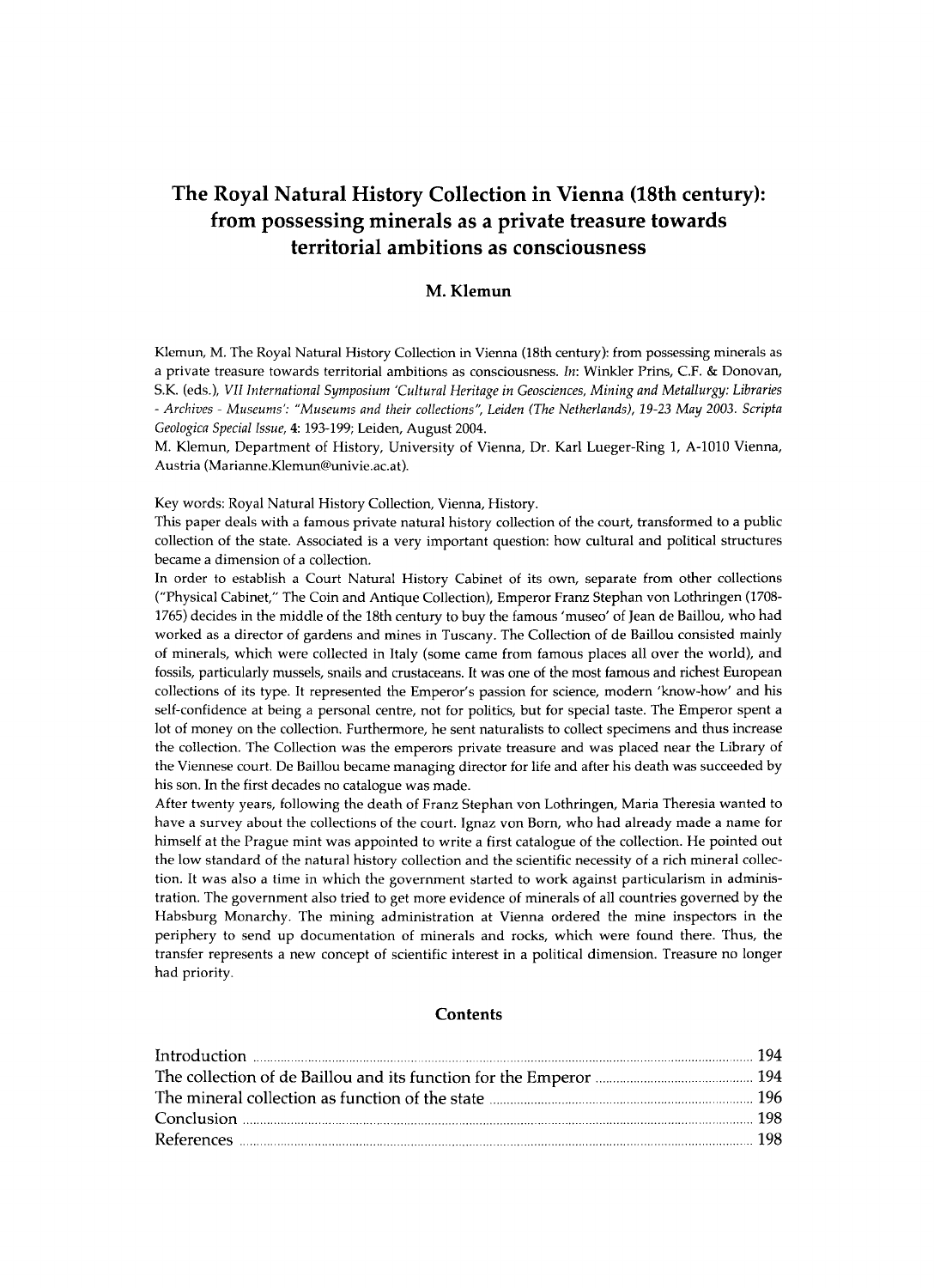# The Royal Natural History Collection in Vienna (18th century): from possessing minerals as a private treasure towards territorial ambitions as consciousness

### M. Klemun

Klemun, M. The Royal Natural History Collection in Vienna (18th century): from possessing minerals as a private treasure towards territorial ambitions as consciousness. *In*: Winkler Prins, C.F. & Donovan, S.K. (eds.), *VII International Symposium 'Cultural Heritage in Geosciences, Mining and Metallurgy: Libraries - Archives - Museums': "Museums and their collections", Leiden (The Netherlands), 19-23 May 2003. Scripta Geologica Special Issue*, **4**: 193-199; Leiden, August 2004.

M. Klemun, Department of History, University of Vienna, Dr. Karl Lueger-Ring 1, A-1010 Vienna, Austria (Marianne.Klemun@univie.ac.at).

Key words: Royal Natural History Collection, Vienna, History.

This paper deals with a famous private natural history collection of the court, transformed to a public collection of the state. Associated is a very important question: how cultural and political structures became a dimension of a collection.

In order to establish a Court Natural History Cabinet of its own, separate from other collections ("Physical Cabinet," The Coin and Antique Collection), Emperor Franz Stephan von Lothringen (1708-1765) decides in the middle of the 18th century to buy the famous 'museo' of Jean de Baillou, who had worked as a director of gardens and mines in Tuscany. The Collection of de Baillou consisted mainly of minerals, which were collected in Italy (some came from famous places all over the world), and fossils, particularly mussels, snails and crustaceans. It was one of the most famous and richest European collections of its type. It represented the Emperor's passion for science, modern 'know-how' and his self-confidence at being a personal centre, not for politics, but for special taste. The Emperor spent a lot of money on the collection. Furthermore, he sent naturalists to collect specimens and thus increase the collection. The Collection was the emperors private treasure and was placed near the Library of the Viennese court. De Baillou became managing director for life and after his death was succeeded by his son. In the first decades no catalogue was made.

After twenty years, following the death of Franz Stephan von Lothringen, Maria Theresia wanted to have a survey about the collections of the court. Ignaz von Born, who had already made a name for himself at the Prague mint was appointed to write a first catalogue of the collection. He pointed out the low standard of the natural history collection and the scientific necessity of a rich mineral collection. It was also a time in which the government started to work against particularism in administration. The government also tried to get more evidence of minerals of all countries governed by the Habsburg Monarchy. The mining administration at Vienna ordered the mine inspectors in the periphery to send up documentation of minerals and rocks, which were found there. Thus, the transfer represents a new concept of scientific interest in a political dimension. Treasure no longer had priority.

## Contents

| | |
|---|---|
| Introduction | 194 |
| The collection of de Baillou and its function for the Emperor | 194 |
| The mineral collection as function of the state | 196 |
| Conclusion | 198 |
| References | 198 |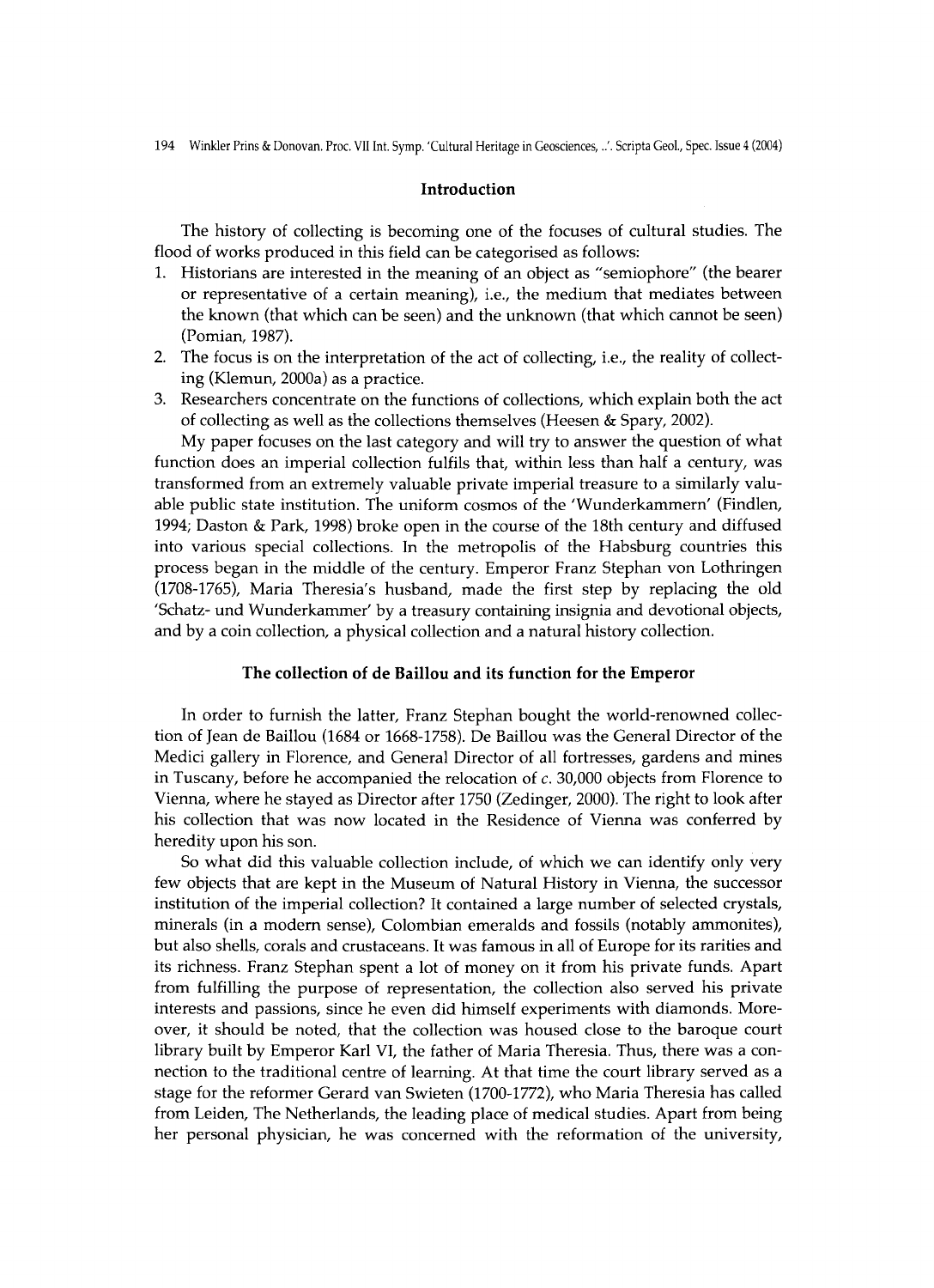## Introduction

The history of collecting is becoming one of the focuses of cultural studies. The flood of works produced in this field can be categorised as follows:

1. Historians are interested in the meaning of an object as "semiophore" (the bearer or representative of a certain meaning), i.e., the medium that mediates between the known (that which can be seen) and the unknown (that which cannot be seen) (Pomian, 1987).
2. The focus is on the interpretation of the act of collecting, i.e., the reality of collecting (Klemun, 2000a) as a practice.
3. Researchers concentrate on the functions of collections, which explain both the act of collecting as well as the collections themselves (Heesen & Spary, 2002).

My paper focuses on the last category and will try to answer the question of what function does an imperial collection fulfils that, within less than half a century, was transformed from an extremely valuable private imperial treasure to a similarly valuable public state institution. The uniform cosmos of the 'Wunderkammern' (Findlen, 1994; Daston & Park, 1998) broke open in the course of the 18th century and diffused into various special collections. In the metropolis of the Habsburg countries this process began in the middle of the century. Emperor Franz Stephan von Lothringen (1708-1765), Maria Theresia's husband, made the first step by replacing the old 'Schatz- und Wunderkammer' by a treasury containing insignia and devotional objects, and by a coin collection, a physical collection and a natural history collection.

## The collection of de Baillou and its function for the Emperor

In order to furnish the latter, Franz Stephan bought the world-renowned collection of Jean de Baillou (1684 or 1668-1758). De Baillou was the General Director of the Medici gallery in Florence, and General Director of all fortresses, gardens and mines in Tuscany, before he accompanied the relocation of *c.* 30,000 objects from Florence to Vienna, where he stayed as Director after 1750 (Zedinger, 2000). The right to look after his collection that was now located in the Residence of Vienna was conferred by heredity upon his son.

So what did this valuable collection include, of which we can identify only very few objects that are kept in the Museum of Natural History in Vienna, the successor institution of the imperial collection? It contained a large number of selected crystals, minerals (in a modern sense), Colombian emeralds and fossils (notably ammonites), but also shells, corals and crustaceans. It was famous in all of Europe for its rarities and its richness. Franz Stephan spent a lot of money on it from his private funds. Apart from fulfilling the purpose of representation, the collection also served his private interests and passions, since he even did himself experiments with diamonds. Moreover, it should be noted, that the collection was housed close to the baroque court library built by Emperor Karl VI, the father of Maria Theresia. Thus, there was a connection to the traditional centre of learning. At that time the court library served as a stage for the reformer Gerard van Swieten (1700-1772), who Maria Theresia has called from Leiden, The Netherlands, the leading place of medical studies. Apart from being her personal physician, he was concerned with the reformation of the university,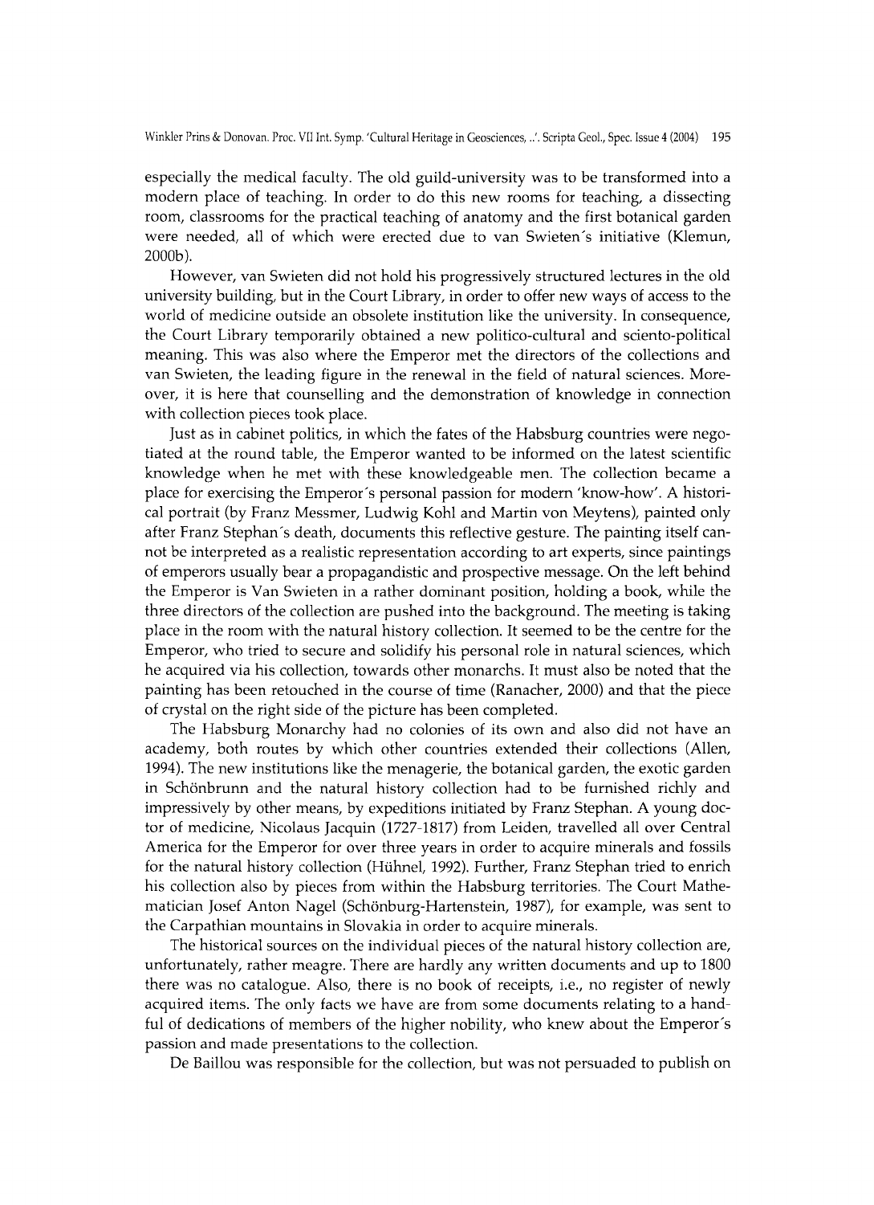especially the medical faculty. The old guild-university was to be transformed into a modern place of teaching. In order to do this new rooms for teaching, a dissecting room, classrooms for the practical teaching of anatomy and the first botanical garden were needed, all of which were erected due to van Swieten´s initiative (Klemun, 2000b).

However, van Swieten did not hold his progressively structured lectures in the old university building, but in the Court Library, in order to offer new ways of access to the world of medicine outside an obsolete institution like the university. In consequence, the Court Library temporarily obtained a new politico-cultural and sciento-political meaning. This was also where the Emperor met the directors of the collections and van Swieten, the leading figure in the renewal in the field of natural sciences. Moreover, it is here that counselling and the demonstration of knowledge in connection with collection pieces took place.

Just as in cabinet politics, in which the fates of the Habsburg countries were negotiated at the round table, the Emperor wanted to be informed on the latest scientific knowledge when he met with these knowledgeable men. The collection became a place for exercising the Emperor´s personal passion for modern 'know-how'. A historical portrait (by Franz Messmer, Ludwig Kohl and Martin von Meytens), painted only after Franz Stephan´s death, documents this reflective gesture. The painting itself cannot be interpreted as a realistic representation according to art experts, since paintings of emperors usually bear a propagandistic and prospective message. On the left behind the Emperor is Van Swieten in a rather dominant position, holding a book, while the three directors of the collection are pushed into the background. The meeting is taking place in the room with the natural history collection. It seemed to be the centre for the Emperor, who tried to secure and solidify his personal role in natural sciences, which he acquired via his collection, towards other monarchs. It must also be noted that the painting has been retouched in the course of time (Ranacher, 2000) and that the piece of crystal on the right side of the picture has been completed.

The Habsburg Monarchy had no colonies of its own and also did not have an academy, both routes by which other countries extended their collections (Allen, 1994). The new institutions like the menagerie, the botanical garden, the exotic garden in Schönbrunn and the natural history collection had to be furnished richly and impressively by other means, by expeditions initiated by Franz Stephan. A young doctor of medicine, Nicolaus Jacquin (1727-1817) from Leiden, travelled all over Central America for the Emperor for over three years in order to acquire minerals and fossils for the natural history collection (Hühnel, 1992). Further, Franz Stephan tried to enrich his collection also by pieces from within the Habsburg territories. The Court Mathematician Josef Anton Nagel (Schönburg-Hartenstein, 1987), for example, was sent to the Carpathian mountains in Slovakia in order to acquire minerals.

The historical sources on the individual pieces of the natural history collection are, unfortunately, rather meagre. There are hardly any written documents and up to 1800 there was no catalogue. Also, there is no book of receipts, i.e., no register of newly acquired items. The only facts we have are from some documents relating to a handful of dedications of members of the higher nobility, who knew about the Emperor´s passion and made presentations to the collection.

De Baillou was responsible for the collection, but was not persuaded to publish on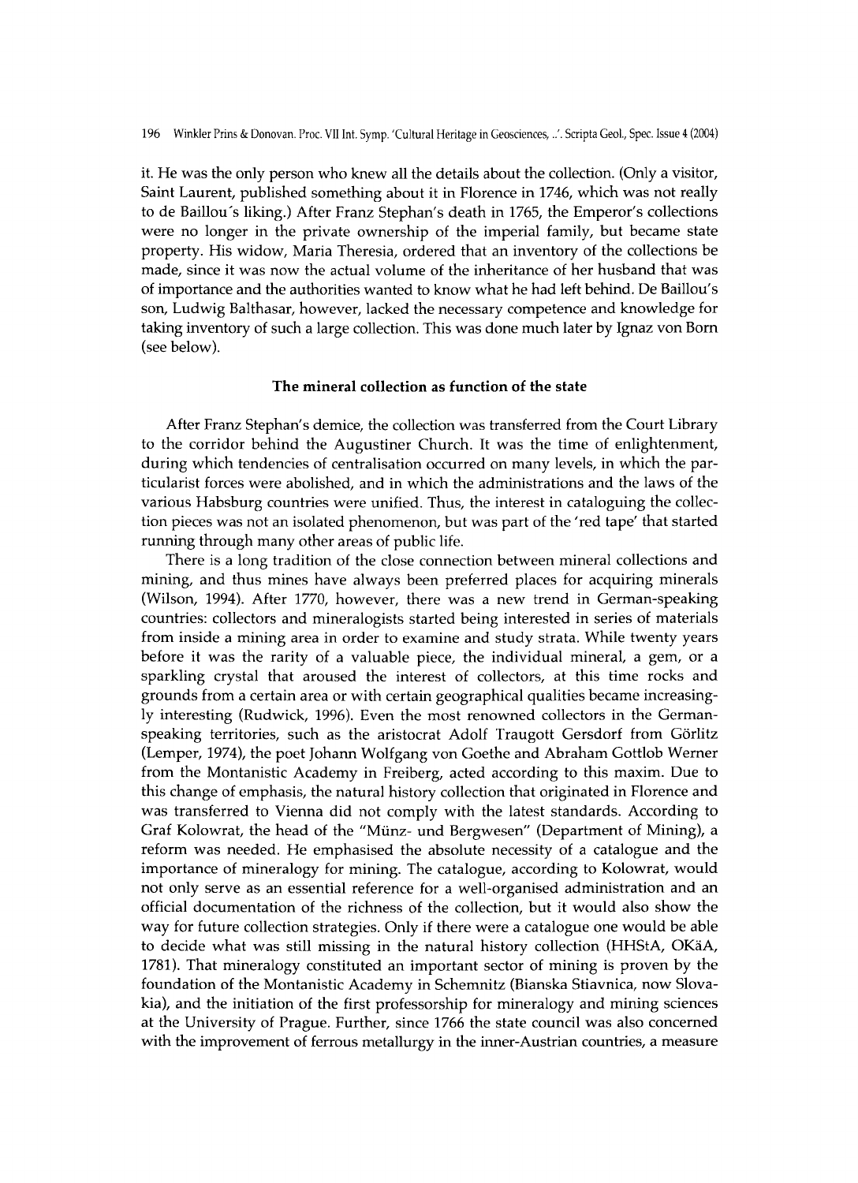it. He was the only person who knew all the details about the collection. (Only a visitor, Saint Laurent, published something about it in Florence in 1746, which was not really to de Baillou's liking.) After Franz Stephan's death in 1765, the Emperor's collections were no longer in the private ownership of the imperial family, but became state property. His widow, Maria Theresia, ordered that an inventory of the collections be made, since it was now the actual volume of the inheritance of her husband that was of importance and the authorities wanted to know what he had left behind. De Baillou's son, Ludwig Balthasar, however, lacked the necessary competence and knowledge for taking inventory of such a large collection. This was done much later by Ignaz von Born (see below).

## The mineral collection as function of the state

After Franz Stephan's demice, the collection was transferred from the Court Library to the corridor behind the Augustiner Church. It was the time of enlightenment, during which tendencies of centralisation occurred on many levels, in which the particularist forces were abolished, and in which the administrations and the laws of the various Habsburg countries were unified. Thus, the interest in cataloguing the collection pieces was not an isolated phenomenon, but was part of the 'red tape' that started running through many other areas of public life.

There is a long tradition of the close connection between mineral collections and mining, and thus mines have always been preferred places for acquiring minerals (Wilson, 1994). After 1770, however, there was a new trend in German-speaking countries: collectors and mineralogists started being interested in series of materials from inside a mining area in order to examine and study strata. While twenty years before it was the rarity of a valuable piece, the individual mineral, a gem, or a sparkling crystal that aroused the interest of collectors, at this time rocks and grounds from a certain area or with certain geographical qualities became increasingly interesting (Rudwick, 1996). Even the most renowned collectors in the German-speaking territories, such as the aristocrat Adolf Traugott Gersdorf from Görlitz (Lemper, 1974), the poet Johann Wolfgang von Goethe and Abraham Gottlob Werner from the Montanistic Academy in Freiberg, acted according to this maxim. Due to this change of emphasis, the natural history collection that originated in Florence and was transferred to Vienna did not comply with the latest standards. According to Graf Kolowrat, the head of the "Münz- und Bergwesen" (Department of Mining), a reform was needed. He emphasised the absolute necessity of a catalogue and the importance of mineralogy for mining. The catalogue, according to Kolowrat, would not only serve as an essential reference for a well-organised administration and an official documentation of the richness of the collection, but it would also show the way for future collection strategies. Only if there were a catalogue one would be able to decide what was still missing in the natural history collection (HHStA, OKäA, 1781). That mineralogy constituted an important sector of mining is proven by the foundation of the Montanistic Academy in Schemnitz (Bianska Stiavnica, now Slovakia), and the initiation of the first professorship for mineralogy and mining sciences at the University of Prague. Further, since 1766 the state council was also concerned with the improvement of ferrous metallurgy in the inner-Austrian countries, a measure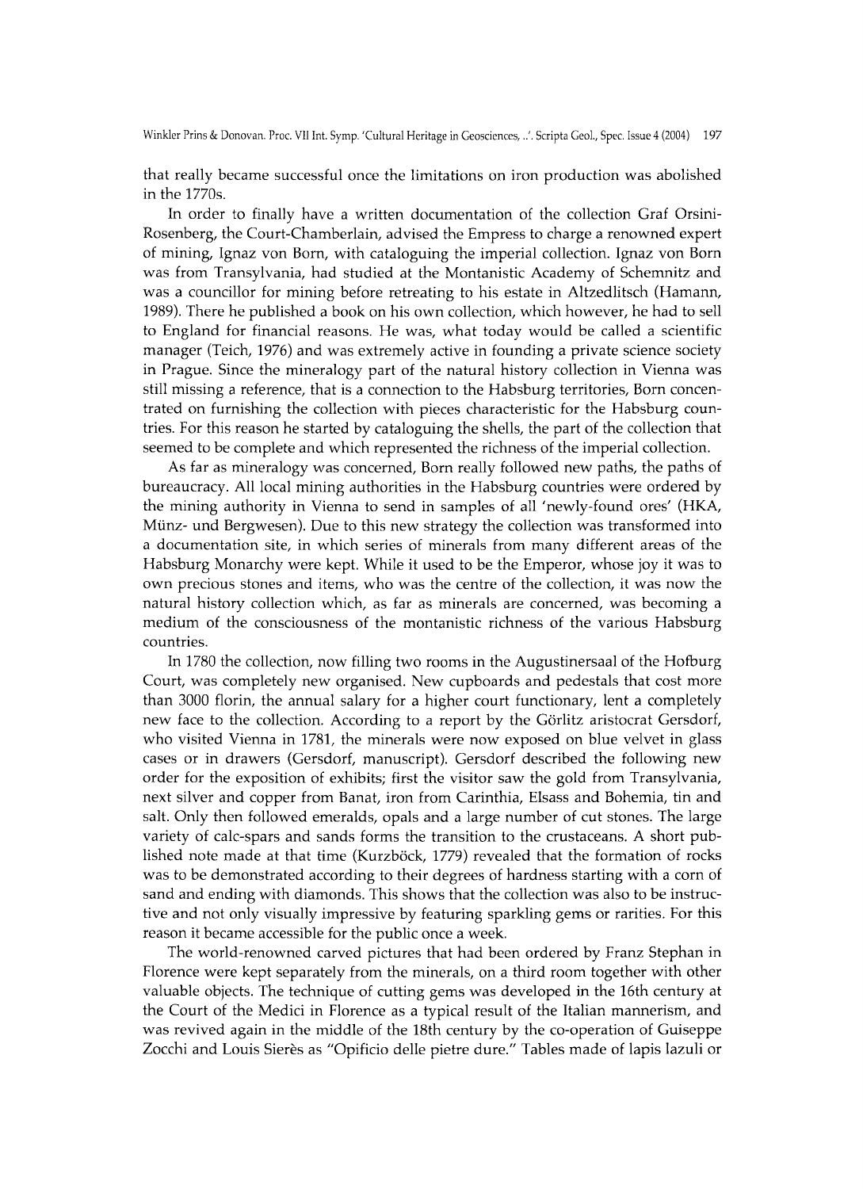that really became successful once the limitations on iron production was abolished in the 1770s.

In order to finally have a written documentation of the collection Graf Orsini-Rosenberg, the Court-Chamberlain, advised the Empress to charge a renowned expert of mining, Ignaz von Born, with cataloguing the imperial collection. Ignaz von Born was from Transylvania, had studied at the Montanistic Academy of Schemnitz and was a councillor for mining before retreating to his estate in Altzedlitsch (Hamann, 1989). There he published a book on his own collection, which however, he had to sell to England for financial reasons. He was, what today would be called a scientific manager (Teich, 1976) and was extremely active in founding a private science society in Prague. Since the mineralogy part of the natural history collection in Vienna was still missing a reference, that is a connection to the Habsburg territories, Born concentrated on furnishing the collection with pieces characteristic for the Habsburg countries. For this reason he started by cataloguing the shells, the part of the collection that seemed to be complete and which represented the richness of the imperial collection.

As far as mineralogy was concerned, Born really followed new paths, the paths of bureaucracy. All local mining authorities in the Habsburg countries were ordered by the mining authority in Vienna to send in samples of all 'newly-found ores' (HKA, Münz- und Bergwesen). Due to this new strategy the collection was transformed into a documentation site, in which series of minerals from many different areas of the Habsburg Monarchy were kept. While it used to be the Emperor, whose joy it was to own precious stones and items, who was the centre of the collection, it was now the natural history collection which, as far as minerals are concerned, was becoming a medium of the consciousness of the montanistic richness of the various Habsburg countries.

In 1780 the collection, now filling two rooms in the Augustinersaal of the Hofburg Court, was completely new organised. New cupboards and pedestals that cost more than 3000 florin, the annual salary for a higher court functionary, lent a completely new face to the collection. According to a report by the Görlitz aristocrat Gersdorf, who visited Vienna in 1781, the minerals were now exposed on blue velvet in glass cases or in drawers (Gersdorf, manuscript). Gersdorf described the following new order for the exposition of exhibits; first the visitor saw the gold from Transylvania, next silver and copper from Banat, iron from Carinthia, Elsass and Bohemia, tin and salt. Only then followed emeralds, opals and a large number of cut stones. The large variety of calc-spars and sands forms the transition to the crustaceans. A short published note made at that time (Kurzböck, 1779) revealed that the formation of rocks was to be demonstrated according to their degrees of hardness starting with a corn of sand and ending with diamonds. This shows that the collection was also to be instructive and not only visually impressive by featuring sparkling gems or rarities. For this reason it became accessible for the public once a week.

The world-renowned carved pictures that had been ordered by Franz Stephan in Florence were kept separately from the minerals, on a third room together with other valuable objects. The technique of cutting gems was developed in the 16th century at the Court of the Medici in Florence as a typical result of the Italian mannerism, and was revived again in the middle of the 18th century by the co-operation of Guiseppe Zocchi and Louis Sierès as "Opificio delle pietre dure." Tables made of lapis lazuli or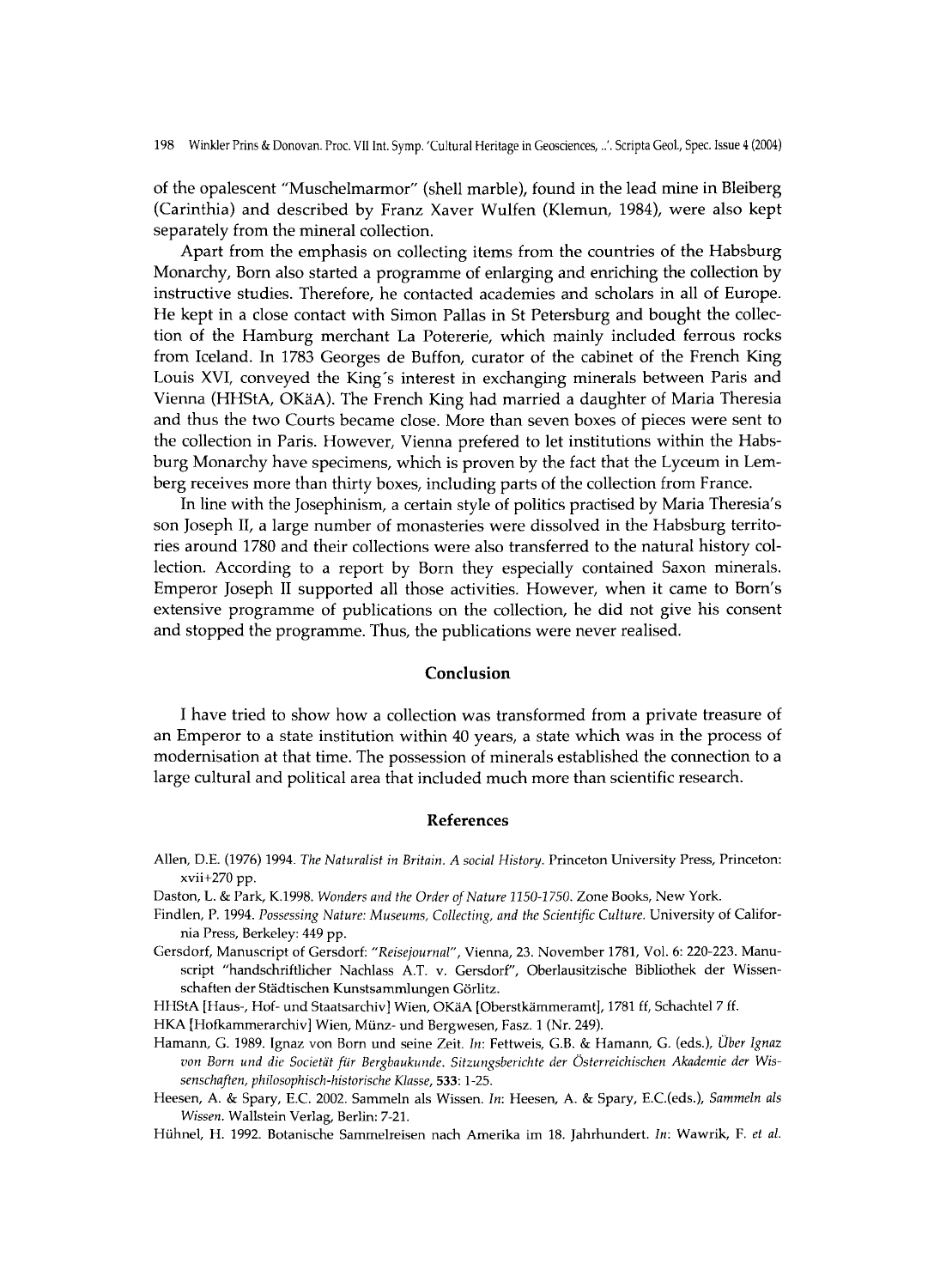of the opalescent "Muschelmarmor" (shell marble), found in the lead mine in Bleiberg (Carinthia) and described by Franz Xaver Wulfen (Klemun, 1984), were also kept separately from the mineral collection.

Apart from the emphasis on collecting items from the countries of the Habsburg Monarchy, Born also started a programme of enlarging and enriching the collection by instructive studies. Therefore, he contacted academies and scholars in all of Europe. He kept in a close contact with Simon Pallas in St Petersburg and bought the collection of the Hamburg merchant La Potererie, which mainly included ferrous rocks from Iceland. In 1783 Georges de Buffon, curator of the cabinet of the French King Louis XVI, conveyed the King´s interest in exchanging minerals between Paris and Vienna (HHStA, OKäA). The French King had married a daughter of Maria Theresia and thus the two Courts became close. More than seven boxes of pieces were sent to the collection in Paris. However, Vienna prefered to let institutions within the Habsburg Monarchy have specimens, which is proven by the fact that the Lyceum in Lemberg receives more than thirty boxes, including parts of the collection from France.

In line with the Josephinism, a certain style of politics practised by Maria Theresia's son Joseph II, a large number of monasteries were dissolved in the Habsburg territories around 1780 and their collections were also transferred to the natural history collection. According to a report by Born they especially contained Saxon minerals. Emperor Joseph II supported all those activities. However, when it came to Born's extensive programme of publications on the collection, he did not give his consent and stopped the programme. Thus, the publications were never realised.

## Conclusion

I have tried to show how a collection was transformed from a private treasure of an Emperor to a state institution within 40 years, a state which was in the process of modernisation at that time. The possession of minerals established the connection to a large cultural and political area that included much more than scientific research.

## References

Allen, D.E. (1976) 1994. *The Naturalist in Britain. A social History.* Princeton University Press, Princeton: xvii+270 pp.

Daston, L. & Park, K.1998. *Wonders and the Order of Nature 1150-1750.* Zone Books, New York.

Findlen, P. 1994. *Possessing Nature: Museums, Collecting, and the Scientific Culture.* University of California Press, Berkeley: 449 pp.

Gersdorf, Manuscript of Gersdorf: *"Reisejournal"*, Vienna, 23. November 1781, Vol. 6: 220-223. Manuscript "handschriftlicher Nachlass A.T. v. Gersdorf", Oberlausitzische Bibliothek der Wissenschaften der Städtischen Kunstsammlungen Görlitz.

HHStA [Haus-, Hof- und Staatsarchiv] Wien, OKäA [Oberstkämmeramt], 1781 ff, Schachtel 7 ff.

HKA [Hofkammerarchiv] Wien, Münz- und Bergwesen, Fasz. 1 (Nr. 249).

Hamann, G. 1989. Ignaz von Born und seine Zeit. *In*: Fettweis, G.B. & Hamann, G. (eds.), *Über Ignaz von Born und die Societät für Bergbaukunde. Sitzungsberichte der Österreichischen Akademie der Wissenschaften, philosophisch-historische Klasse*, **533**: 1-25.

Heesen, A. & Spary, E.C. 2002. Sammeln als Wissen. *In*: Heesen, A. & Spary, E.C.(eds.), *Sammeln als Wissen.* Wallstein Verlag, Berlin: 7-21.

Hühnel, H. 1992. Botanische Sammelreisen nach Amerika im 18. Jahrhundert. *In*: Wawrik, F. *et al.*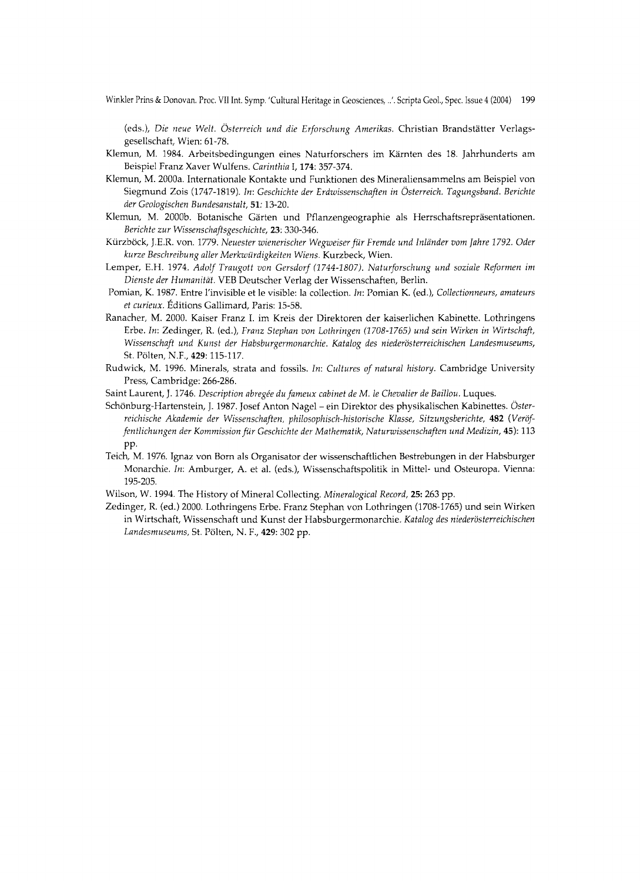(eds.), *Die neue Welt. Österreich und die Erforschung Amerikas.* Christian Brandstätter Verlagsgesellschaft, Wien: 61-78.

Klemun, M. 1984. Arbeitsbedingungen eines Naturforschers im Kärnten des 18. Jahrhunderts am Beispiel Franz Xaver Wulfens. *Carinthia* I, **174**: 357-374.

Klemun, M. 2000a. Internationale Kontakte und Funktionen des Mineraliensammelns am Beispiel von Siegmund Zois (1747-1819). *In*: *Geschichte der Erdwissenschaften in Österreich. Tagungsband. Berichte der Geologischen Bundesanstalt*, **51**: 13-20.

Klemun, M. 2000b. Botanische Gärten und Pflanzengeographie als Herrschaftsrepräsentationen. *Berichte zur Wissenschaftsgeschichte*, **23**: 330-346.

Kürzböck, J.E.R. von. 1779. *Neuester wienerischer Wegweiser für Fremde und Inländer vom Jahre 1792. Oder kurze Beschreibung aller Merkwürdigkeiten Wiens.* Kurzbeck, Wien.

Lemper, E.H. 1974. *Adolf Traugott von Gersdorf (1744-1807). Naturforschung und soziale Reformen im Dienste der Humanität.* VEB Deutscher Verlag der Wissenschaften, Berlin.

Pomian, K. 1987. Entre l'invisible et le visible: la collection. *In*: Pomian K. (ed.), *Collectionneurs, amateurs et curieux.* Éditions Gallimard, Paris: 15-58.

Ranacher, M. 2000. Kaiser Franz I. im Kreis der Direktoren der kaiserlichen Kabinette. Lothringens Erbe. *In*: Zedinger, R. (ed.), *Franz Stephan von Lothringen (1708-1765) und sein Wirken in Wirtschaft, Wissenschaft und Kunst der Habsburgermonarchie. Katalog des niederösterreichischen Landesmuseums*, St. Pölten, N.F., **429**: 115-117.

Rudwick, M. 1996. Minerals, strata and fossils. *In*: *Cultures of natural history.* Cambridge University Press, Cambridge: 266-286.

Saint Laurent, J. 1746. *Description abregée du fameux cabinet de M. le Chevalier de Baillou.* Luques.

Schönburg-Hartenstein, J. 1987. Josef Anton Nagel – ein Direktor des physikalischen Kabinettes. *Österreichische Akademie der Wissenschaften, philosophisch-historische Klasse, Sitzungsberichte*, **482** (*Veröffentlichungen der Kommission für Geschichte der Mathematik, Naturwissenschaften und Medizin*, **45**): 113 pp.

Teich, M. 1976. Ignaz von Born als Organisator der wissenschaftlichen Bestrebungen in der Habsburger Monarchie. *In*: Amburger, A. et al. (eds.), Wissenschaftspolitik in Mittel- und Osteuropa. Vienna: 195-205.

Wilson, W. 1994. The History of Mineral Collecting. *Mineralogical Record*, **25:** 263 pp.

Zedinger, R. (ed.) 2000. Lothringens Erbe. Franz Stephan von Lothringen (1708-1765) und sein Wirken in Wirtschaft, Wissenschaft und Kunst der Habsburgermonarchie. *Katalog des niederösterreichischen Landesmuseums*, St. Pölten, N. F., **429**: 302 pp.